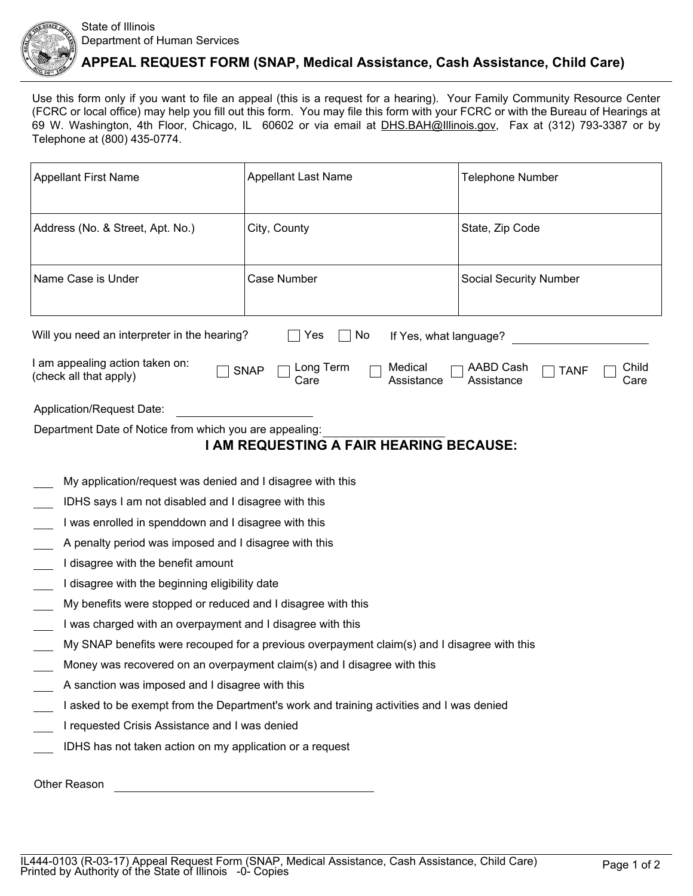State of Illinois
Department of Human Services

# APPEAL REQUEST FORM (SNAP, Medical Assistance, Cash Assistance, Child Care)

Use this form only if you want to file an appeal (this is a request for a hearing). Your Family Community Resource Center (FCRC or local office) may help you fill out this form. You may file this form with your FCRC or with the Bureau of Hearings at 69 W. Washington, 4th Floor, Chicago, IL 60602 or via email at DHS.BAH@Illinois.gov, Fax at (312) 793-3387 or by Telephone at (800) 435-0774.

| Appellant First Name | Appellant Last Name | Telephone Number |
|---|---|---|
| Address (No. & Street, Apt. No.) | City, County | State, Zip Code |
| Name Case is Under | Case Number | Social Security Number |

Will you need an interpreter in the hearing? ☐ Yes ☐ No If Yes, what language? ____________________

I am appealing action taken on: (check all that apply) ☐ SNAP ☐ Long Term Care ☐ Medical Assistance ☐ AABD Cash Assistance ☐ TANF ☐ Child Care

Application/Request Date: ____________________

Department Date of Notice from which you are appealing: ____________________

## I AM REQUESTING A FAIR HEARING BECAUSE:

___ My application/request was denied and I disagree with this

___ IDHS says I am not disabled and I disagree with this

___ I was enrolled in spenddown and I disagree with this

___ A penalty period was imposed and I disagree with this

___ I disagree with the benefit amount

___ I disagree with the beginning eligibility date

___ My benefits were stopped or reduced and I disagree with this

___ I was charged with an overpayment and I disagree with this

___ My SNAP benefits were recouped for a previous overpayment claim(s) and I disagree with this

___ Money was recovered on an overpayment claim(s) and I disagree with this

___ A sanction was imposed and I disagree with this

___ I asked to be exempt from the Department's work and training activities and I was denied

___ I requested Crisis Assistance and I was denied

___ IDHS has not taken action on my application or a request

Other Reason ________________________________________

IL444-0103 (R-03-17) Appeal Request Form (SNAP, Medical Assistance, Cash Assistance, Child Care)
Printed by Authority of the State of Illinois -0- Copies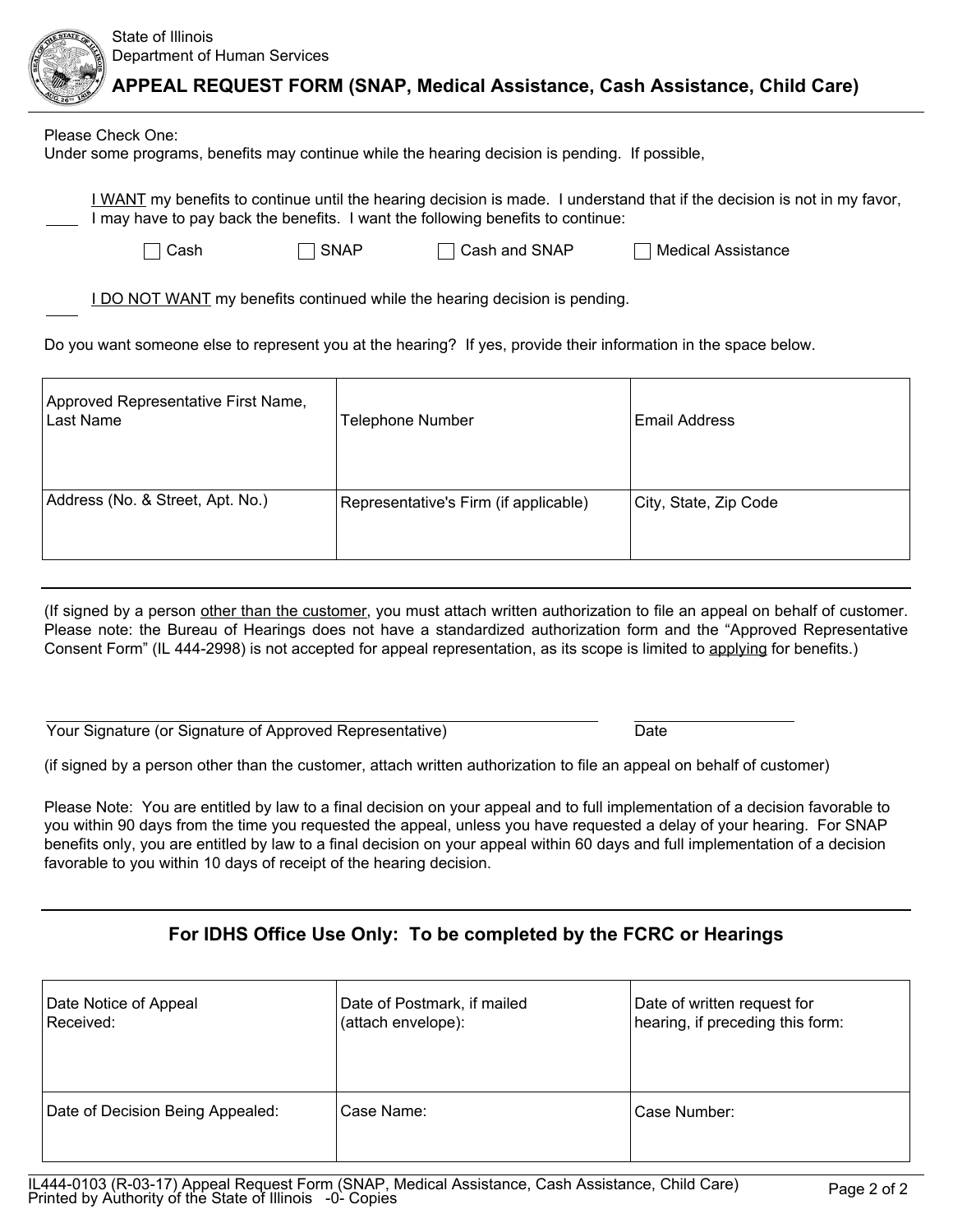State of Illinois
Department of Human Services

# APPEAL REQUEST FORM (SNAP, Medical Assistance, Cash Assistance, Child Care)

Please Check One:
Under some programs, benefits may continue while the hearing decision is pending. If possible,

____ I WANT my benefits to continue until the hearing decision is made. I understand that if the decision is not in my favor, I may have to pay back the benefits. I want the following benefits to continue:

☐ Cash ☐ SNAP ☐ Cash and SNAP ☐ Medical Assistance

____ I DO NOT WANT my benefits continued while the hearing decision is pending.

Do you want someone else to represent you at the hearing? If yes, provide their information in the space below.

| | | |
|---|---|---|
| Approved Representative First Name, Last Name | Telephone Number | Email Address |
| Address (No. & Street, Apt. No.) | Representative's Firm (if applicable) | City, State, Zip Code |

(If signed by a person other than the customer, you must attach written authorization to file an appeal on behalf of customer. Please note: the Bureau of Hearings does not have a standardized authorization form and the "Approved Representative Consent Form" (IL 444-2998) is not accepted for appeal representation, as its scope is limited to applying for benefits.)

_______________________________________ Your Signature (or Signature of Approved Representative)

_______________ Date

(if signed by a person other than the customer, attach written authorization to file an appeal on behalf of customer)

Please Note: You are entitled by law to a final decision on your appeal and to full implementation of a decision favorable to you within 90 days from the time you requested the appeal, unless you have requested a delay of your hearing. For SNAP benefits only, you are entitled by law to a final decision on your appeal within 60 days and full implementation of a decision favorable to you within 10 days of receipt of the hearing decision.

## For IDHS Office Use Only: To be completed by the FCRC or Hearings

| | | |
|---|---|---|
| Date Notice of Appeal Received: | Date of Postmark, if mailed (attach envelope): | Date of written request for hearing, if preceding this form: |
| Date of Decision Being Appealed: | Case Name: | Case Number: |

IL444-0103 (R-03-17) Appeal Request Form (SNAP, Medical Assistance, Cash Assistance, Child Care)
Printed by Authority of the State of Illinois -0- Copies